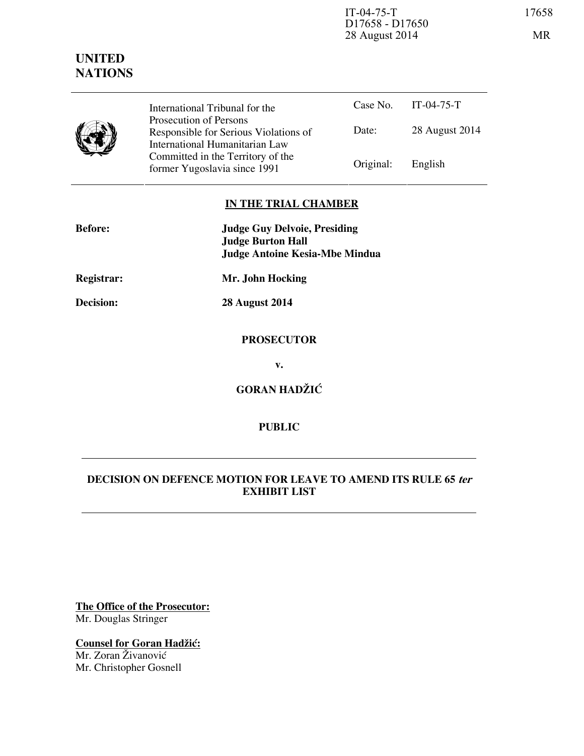IT-04-75-T 17658
D17658 - D17650
28 August 2014 MR

**UNITED NATIONS**

| | International Tribunal for the Prosecution of Persons Responsible for Serious Violations of International Humanitarian Law Committed in the Territory of the former Yugoslavia since 1991 | Case No. | IT-04-75-T |
|---|---|---|---|
| | | Date: | 28 August 2014 |
| | | Original: | English |

**IN THE TRIAL CHAMBER**

**Before:** **Judge Guy Delvoie, Presiding**
**Judge Burton Hall**
**Judge Antoine Kesia-Mbe Mindua**

**Registrar:** **Mr. John Hocking**

**Decision:** **28 August 2014**

**PROSECUTOR**

**v.**

**GORAN HADŽIĆ**

**PUBLIC**

---

**DECISION ON DEFENCE MOTION FOR LEAVE TO AMEND ITS RULE 65 *ter* EXHIBIT LIST**

---

**The Office of the Prosecutor:**
Mr. Douglas Stringer

**Counsel for Goran Hadžić:**
Mr. Zoran Živanović
Mr. Christopher Gosnell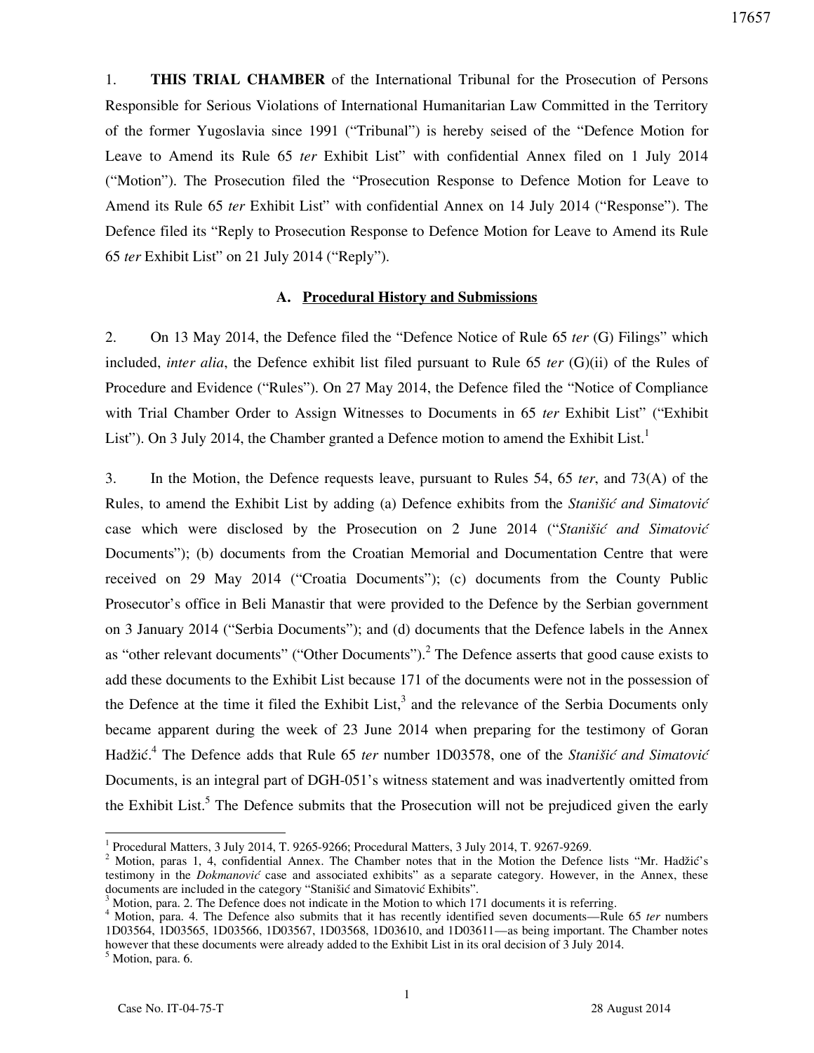1. **THIS TRIAL CHAMBER** of the International Tribunal for the Prosecution of Persons Responsible for Serious Violations of International Humanitarian Law Committed in the Territory of the former Yugoslavia since 1991 ("Tribunal") is hereby seised of the "Defence Motion for Leave to Amend its Rule 65 *ter* Exhibit List" with confidential Annex filed on 1 July 2014 ("Motion"). The Prosecution filed the "Prosecution Response to Defence Motion for Leave to Amend its Rule 65 *ter* Exhibit List" with confidential Annex on 14 July 2014 ("Response"). The Defence filed its "Reply to Prosecution Response to Defence Motion for Leave to Amend its Rule 65 *ter* Exhibit List" on 21 July 2014 ("Reply").

## A. Procedural History and Submissions

2. On 13 May 2014, the Defence filed the "Defence Notice of Rule 65 *ter* (G) Filings" which included, *inter alia*, the Defence exhibit list filed pursuant to Rule 65 *ter* (G)(ii) of the Rules of Procedure and Evidence ("Rules"). On 27 May 2014, the Defence filed the "Notice of Compliance with Trial Chamber Order to Assign Witnesses to Documents in 65 *ter* Exhibit List" ("Exhibit List"). On 3 July 2014, the Chamber granted a Defence motion to amend the Exhibit List.[1]

3. In the Motion, the Defence requests leave, pursuant to Rules 54, 65 *ter*, and 73(A) of the Rules, to amend the Exhibit List by adding (a) Defence exhibits from the *Stanišić and Simatović* case which were disclosed by the Prosecution on 2 June 2014 ("*Stanišić and Simatović* Documents"); (b) documents from the Croatian Memorial and Documentation Centre that were received on 29 May 2014 ("Croatia Documents"); (c) documents from the County Public Prosecutor's office in Beli Manastir that were provided to the Defence by the Serbian government on 3 January 2014 ("Serbia Documents"); and (d) documents that the Defence labels in the Annex as "other relevant documents" ("Other Documents").[2] The Defence asserts that good cause exists to add these documents to the Exhibit List because 171 of the documents were not in the possession of the Defence at the time it filed the Exhibit List,[3] and the relevance of the Serbia Documents only became apparent during the week of 23 June 2014 when preparing for the testimony of Goran Hadžić.[4] The Defence adds that Rule 65 *ter* number 1D03578, one of the *Stanišić and Simatović* Documents, is an integral part of DGH-051's witness statement and was inadvertently omitted from the Exhibit List.[5] The Defence submits that the Prosecution will not be prejudiced given the early

---

[1] Procedural Matters, 3 July 2014, T. 9265-9266; Procedural Matters, 3 July 2014, T. 9267-9269.

[2] Motion, paras 1, 4, confidential Annex. The Chamber notes that in the Motion the Defence lists "Mr. Hadžić's testimony in the *Dokmanović* case and associated exhibits" as a separate category. However, in the Annex, these documents are included in the category "Stanišić and Simatović Exhibits".

[3] Motion, para. 2. The Defence does not indicate in the Motion to which 171 documents it is referring.

[4] Motion, para. 4. The Defence also submits that it has recently identified seven documents—Rule 65 *ter* numbers 1D03564, 1D03565, 1D03566, 1D03567, 1D03568, 1D03610, and 1D03611—as being important. The Chamber notes however that these documents were already added to the Exhibit List in its oral decision of 3 July 2014.

[5] Motion, para. 6.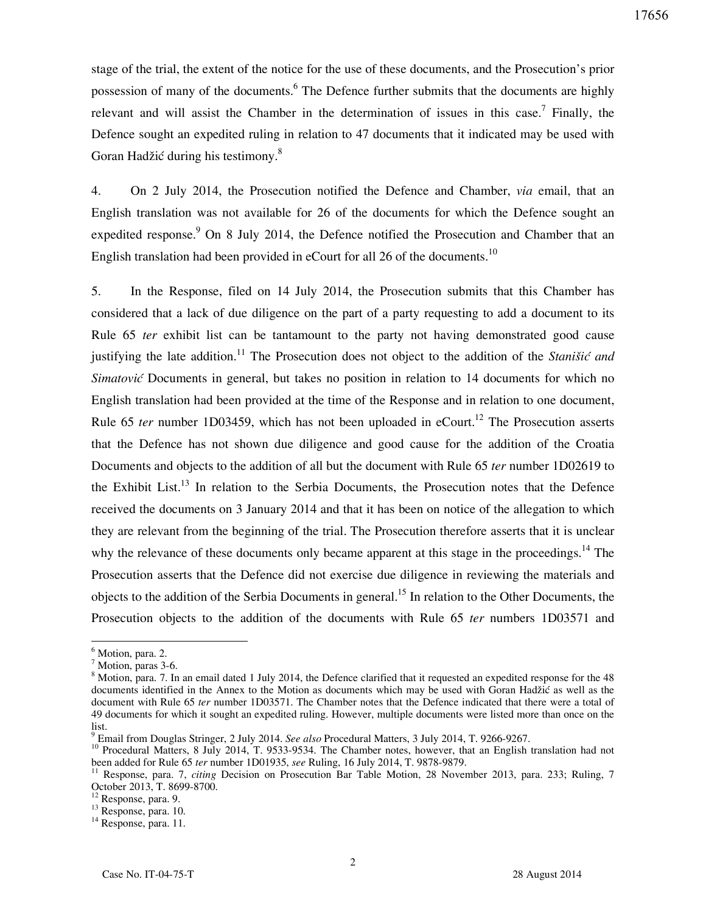stage of the trial, the extent of the notice for the use of these documents, and the Prosecution's prior possession of many of the documents.[6] The Defence further submits that the documents are highly relevant and will assist the Chamber in the determination of issues in this case.[7] Finally, the Defence sought an expedited ruling in relation to 47 documents that it indicated may be used with Goran Hadžić during his testimony.[8]

4. On 2 July 2014, the Prosecution notified the Defence and Chamber, *via* email, that an English translation was not available for 26 of the documents for which the Defence sought an expedited response.[9] On 8 July 2014, the Defence notified the Prosecution and Chamber that an English translation had been provided in eCourt for all 26 of the documents.[10]

5. In the Response, filed on 14 July 2014, the Prosecution submits that this Chamber has considered that a lack of due diligence on the part of a party requesting to add a document to its Rule 65 *ter* exhibit list can be tantamount to the party not having demonstrated good cause justifying the late addition.[11] The Prosecution does not object to the addition of the *Stanišić and Simatović* Documents in general, but takes no position in relation to 14 documents for which no English translation had been provided at the time of the Response and in relation to one document, Rule 65 *ter* number 1D03459, which has not been uploaded in eCourt.[12] The Prosecution asserts that the Defence has not shown due diligence and good cause for the addition of the Croatia Documents and objects to the addition of all but the document with Rule 65 *ter* number 1D02619 to the Exhibit List.[13] In relation to the Serbia Documents, the Prosecution notes that the Defence received the documents on 3 January 2014 and that it has been on notice of the allegation to which they are relevant from the beginning of the trial. The Prosecution therefore asserts that it is unclear why the relevance of these documents only became apparent at this stage in the proceedings.[14] The Prosecution asserts that the Defence did not exercise due diligence in reviewing the materials and objects to the addition of the Serbia Documents in general.[15] In relation to the Other Documents, the Prosecution objects to the addition of the documents with Rule 65 *ter* numbers 1D03571 and

---

[6] Motion, para. 2.

[7] Motion, paras 3-6.

[8] Motion, para. 7. In an email dated 1 July 2014, the Defence clarified that it requested an expedited response for the 48 documents identified in the Annex to the Motion as documents which may be used with Goran Hadžić as well as the document with Rule 65 *ter* number 1D03571. The Chamber notes that the Defence indicated that there were a total of 49 documents for which it sought an expedited ruling. However, multiple documents were listed more than once on the list.

[9] Email from Douglas Stringer, 2 July 2014. *See also* Procedural Matters, 3 July 2014, T. 9266-9267.

[10] Procedural Matters, 8 July 2014, T. 9533-9534. The Chamber notes, however, that an English translation had not been added for Rule 65 *ter* number 1D01935, *see* Ruling, 16 July 2014, T. 9878-9879.

[11] Response, para. 7, *citing* Decision on Prosecution Bar Table Motion, 28 November 2013, para. 233; Ruling, 7 October 2013, T. 8699-8700.

[12] Response, para. 9.

[13] Response, para. 10.

[14] Response, para. 11.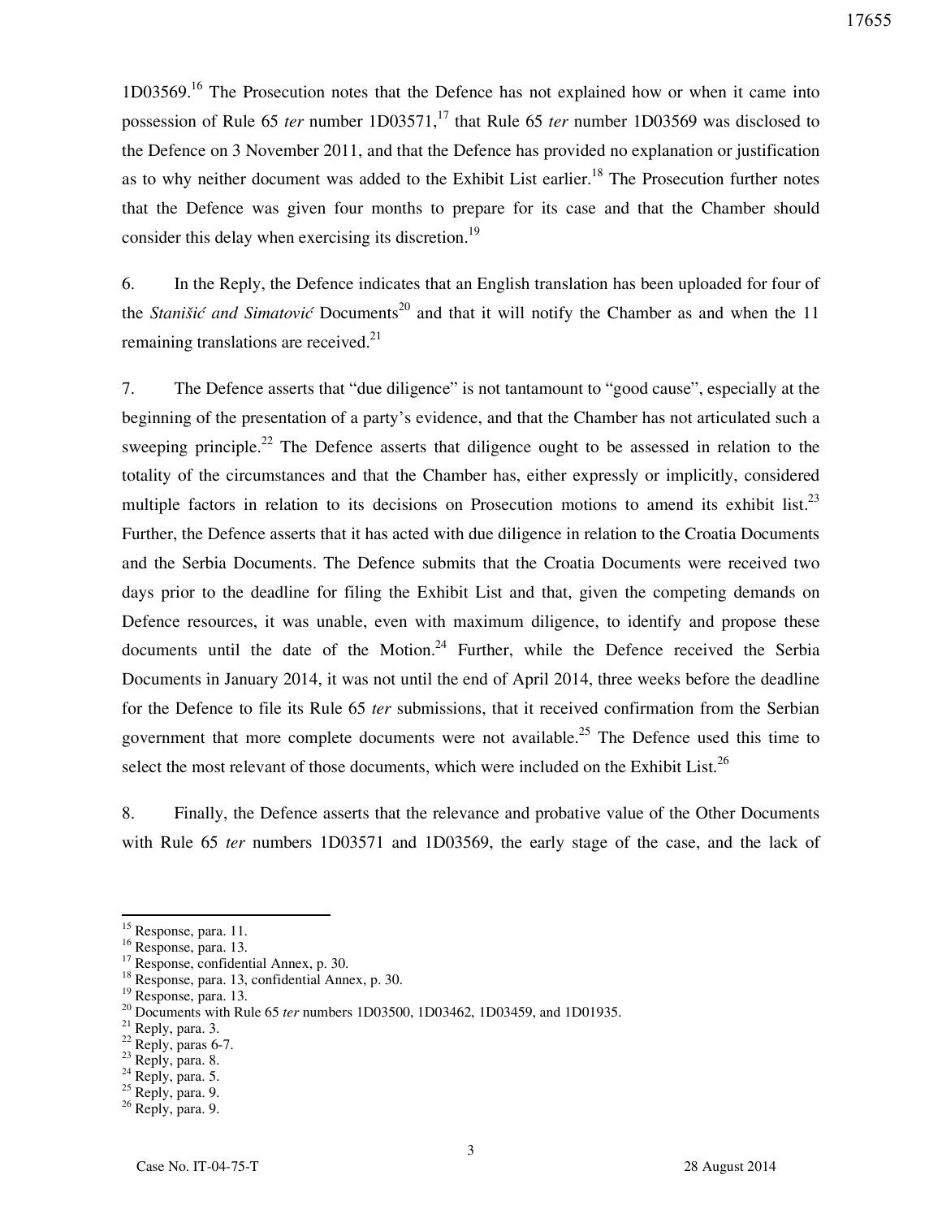1D03569.[16] The Prosecution notes that the Defence has not explained how or when it came into possession of Rule 65 *ter* number 1D03571,[17] that Rule 65 *ter* number 1D03569 was disclosed to the Defence on 3 November 2011, and that the Defence has provided no explanation or justification as to why neither document was added to the Exhibit List earlier.[18] The Prosecution further notes that the Defence was given four months to prepare for its case and that the Chamber should consider this delay when exercising its discretion.[19]

6. In the Reply, the Defence indicates that an English translation has been uploaded for four of the *Stanišić and Simatović* Documents[20] and that it will notify the Chamber as and when the 11 remaining translations are received.[21]

7. The Defence asserts that "due diligence" is not tantamount to "good cause", especially at the beginning of the presentation of a party's evidence, and that the Chamber has not articulated such a sweeping principle.[22] The Defence asserts that diligence ought to be assessed in relation to the totality of the circumstances and that the Chamber has, either expressly or implicitly, considered multiple factors in relation to its decisions on Prosecution motions to amend its exhibit list.[23] Further, the Defence asserts that it has acted with due diligence in relation to the Croatia Documents and the Serbia Documents. The Defence submits that the Croatia Documents were received two days prior to the deadline for filing the Exhibit List and that, given the competing demands on Defence resources, it was unable, even with maximum diligence, to identify and propose these documents until the date of the Motion.[24] Further, while the Defence received the Serbia Documents in January 2014, it was not until the end of April 2014, three weeks before the deadline for the Defence to file its Rule 65 *ter* submissions, that it received confirmation from the Serbian government that more complete documents were not available.[25] The Defence used this time to select the most relevant of those documents, which were included on the Exhibit List.[26]

8. Finally, the Defence asserts that the relevance and probative value of the Other Documents with Rule 65 *ter* numbers 1D03571 and 1D03569, the early stage of the case, and the lack of

---

[15] Response, para. 11.
[16] Response, para. 13.
[17] Response, confidential Annex, p. 30.
[18] Response, para. 13, confidential Annex, p. 30.
[19] Response, para. 13.
[20] Documents with Rule 65 *ter* numbers 1D03500, 1D03462, 1D03459, and 1D01935.
[21] Reply, para. 3.
[22] Reply, paras 6-7.
[23] Reply, para. 8.
[24] Reply, para. 5.
[25] Reply, para. 9.
[26] Reply, para. 9.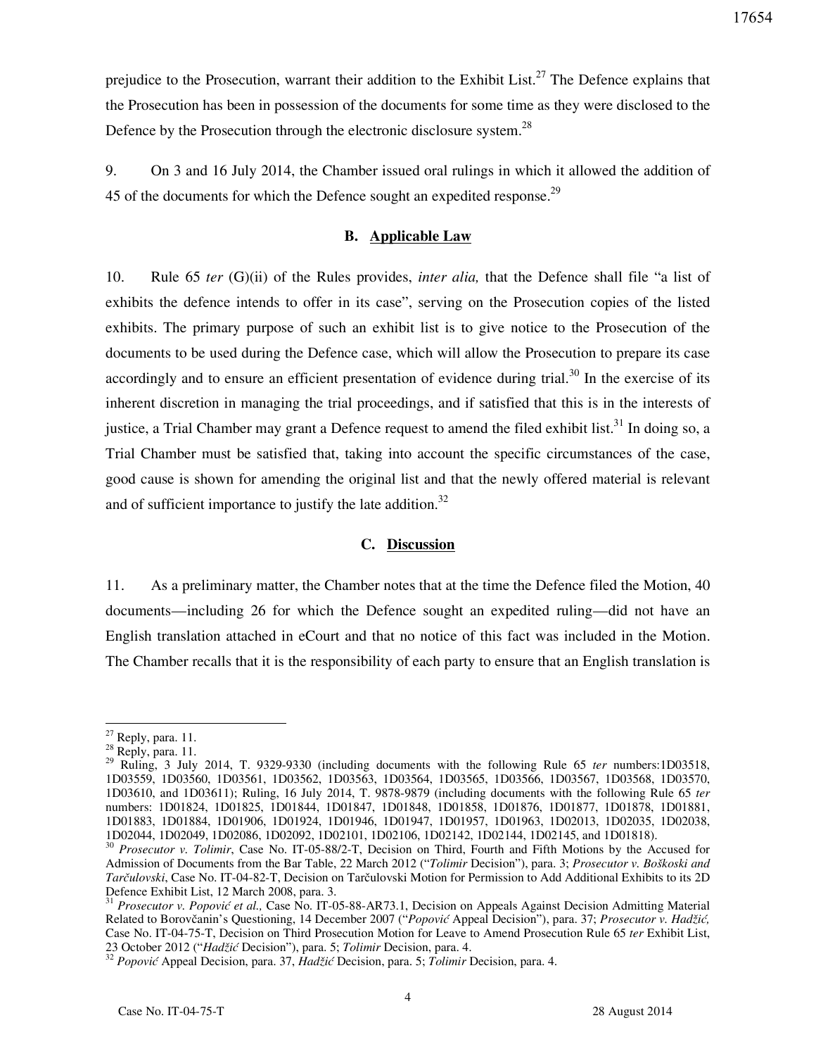prejudice to the Prosecution, warrant their addition to the Exhibit List.[27] The Defence explains that the Prosecution has been in possession of the documents for some time as they were disclosed to the Defence by the Prosecution through the electronic disclosure system.[28]

9. On 3 and 16 July 2014, the Chamber issued oral rulings in which it allowed the addition of 45 of the documents for which the Defence sought an expedited response.[29]

### B. Applicable Law

10. Rule 65 *ter* (G)(ii) of the Rules provides, *inter alia,* that the Defence shall file "a list of exhibits the defence intends to offer in its case", serving on the Prosecution copies of the listed exhibits. The primary purpose of such an exhibit list is to give notice to the Prosecution of the documents to be used during the Defence case, which will allow the Prosecution to prepare its case accordingly and to ensure an efficient presentation of evidence during trial.[30] In the exercise of its inherent discretion in managing the trial proceedings, and if satisfied that this is in the interests of justice, a Trial Chamber may grant a Defence request to amend the filed exhibit list.[31] In doing so, a Trial Chamber must be satisfied that, taking into account the specific circumstances of the case, good cause is shown for amending the original list and that the newly offered material is relevant and of sufficient importance to justify the late addition.[32]

### C. Discussion

11. As a preliminary matter, the Chamber notes that at the time the Defence filed the Motion, 40 documents—including 26 for which the Defence sought an expedited ruling—did not have an English translation attached in eCourt and that no notice of this fact was included in the Motion. The Chamber recalls that it is the responsibility of each party to ensure that an English translation is

---

[27] Reply, para. 11.

[28] Reply, para. 11.

[29] Ruling, 3 July 2014, T. 9329-9330 (including documents with the following Rule 65 *ter* numbers:1D03518, 1D03559, 1D03560, 1D03561, 1D03562, 1D03563, 1D03564, 1D03565, 1D03566, 1D03567, 1D03568, 1D03570, 1D03610, and 1D03611); Ruling, 16 July 2014, T. 9878-9879 (including documents with the following Rule 65 *ter* numbers: 1D01824, 1D01825, 1D01844, 1D01847, 1D01848, 1D01858, 1D01876, 1D01877, 1D01878, 1D01881, 1D01883, 1D01884, 1D01906, 1D01924, 1D01946, 1D01947, 1D01957, 1D01963, 1D02013, 1D02035, 1D02038, 1D02044, 1D02049, 1D02086, 1D02092, 1D02101, 1D02106, 1D02142, 1D02144, 1D02145, and 1D01818).

[30] *Prosecutor v. Tolimir*, Case No. IT-05-88/2-T, Decision on Third, Fourth and Fifth Motions by the Accused for Admission of Documents from the Bar Table, 22 March 2012 ("*Tolimir* Decision"), para. 3; *Prosecutor v. Boškoski and Tarčulovski*, Case No. IT-04-82-T, Decision on Tarčulovski Motion for Permission to Add Additional Exhibits to its 2D Defence Exhibit List, 12 March 2008, para. 3.

[31] *Prosecutor v. Popović et al.,* Case No. IT-05-88-AR73.1, Decision on Appeals Against Decision Admitting Material Related to Borovčanin's Questioning, 14 December 2007 ("*Popović* Appeal Decision"), para. 37; *Prosecutor v. Hadžić,* Case No. IT-04-75-T, Decision on Third Prosecution Motion for Leave to Amend Prosecution Rule 65 *ter* Exhibit List, 23 October 2012 ("*Hadžić* Decision"), para. 5; *Tolimir* Decision, para. 4.

[32] *Popović* Appeal Decision, para. 37, *Hadžić* Decision, para. 5; *Tolimir* Decision, para. 4.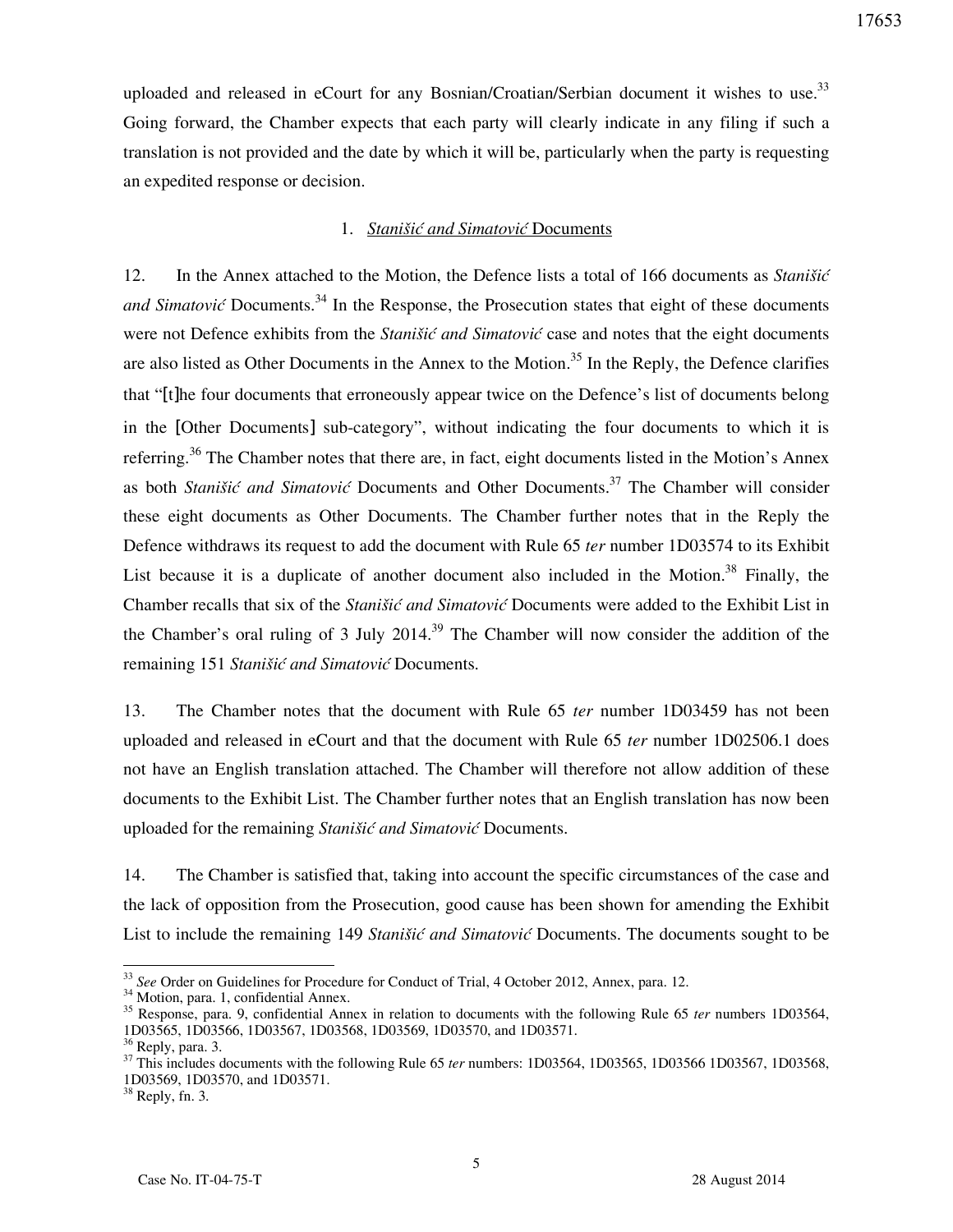uploaded and released in eCourt for any Bosnian/Croatian/Serbian document it wishes to use.[33] Going forward, the Chamber expects that each party will clearly indicate in any filing if such a translation is not provided and the date by which it will be, particularly when the party is requesting an expedited response or decision.

### 1. *Stanišić and Simatović* Documents

12. In the Annex attached to the Motion, the Defence lists a total of 166 documents as *Stanišić and Simatović* Documents.[34] In the Response, the Prosecution states that eight of these documents were not Defence exhibits from the *Stanišić and Simatović* case and notes that the eight documents are also listed as Other Documents in the Annex to the Motion.[35] In the Reply, the Defence clarifies that "[t]he four documents that erroneously appear twice on the Defence's list of documents belong in the [Other Documents] sub-category", without indicating the four documents to which it is referring.[36] The Chamber notes that there are, in fact, eight documents listed in the Motion's Annex as both *Stanišić and Simatović* Documents and Other Documents.[37] The Chamber will consider these eight documents as Other Documents. The Chamber further notes that in the Reply the Defence withdraws its request to add the document with Rule 65 *ter* number 1D03574 to its Exhibit List because it is a duplicate of another document also included in the Motion.[38] Finally, the Chamber recalls that six of the *Stanišić and Simatović* Documents were added to the Exhibit List in the Chamber's oral ruling of 3 July 2014.[39] The Chamber will now consider the addition of the remaining 151 *Stanišić and Simatović* Documents.

13. The Chamber notes that the document with Rule 65 *ter* number 1D03459 has not been uploaded and released in eCourt and that the document with Rule 65 *ter* number 1D02506.1 does not have an English translation attached. The Chamber will therefore not allow addition of these documents to the Exhibit List. The Chamber further notes that an English translation has now been uploaded for the remaining *Stanišić and Simatović* Documents.

14. The Chamber is satisfied that, taking into account the specific circumstances of the case and the lack of opposition from the Prosecution, good cause has been shown for amending the Exhibit List to include the remaining 149 *Stanišić and Simatović* Documents. The documents sought to be

---

[33] *See* Order on Guidelines for Procedure for Conduct of Trial, 4 October 2012, Annex, para. 12.

[34] Motion, para. 1, confidential Annex.

[35] Response, para. 9, confidential Annex in relation to documents with the following Rule 65 *ter* numbers 1D03564, 1D03565, 1D03566, 1D03567, 1D03568, 1D03569, 1D03570, and 1D03571.

[36] Reply, para. 3.

[37] This includes documents with the following Rule 65 *ter* numbers: 1D03564, 1D03565, 1D03566 1D03567, 1D03568, 1D03569, 1D03570, and 1D03571.

[38] Reply, fn. 3.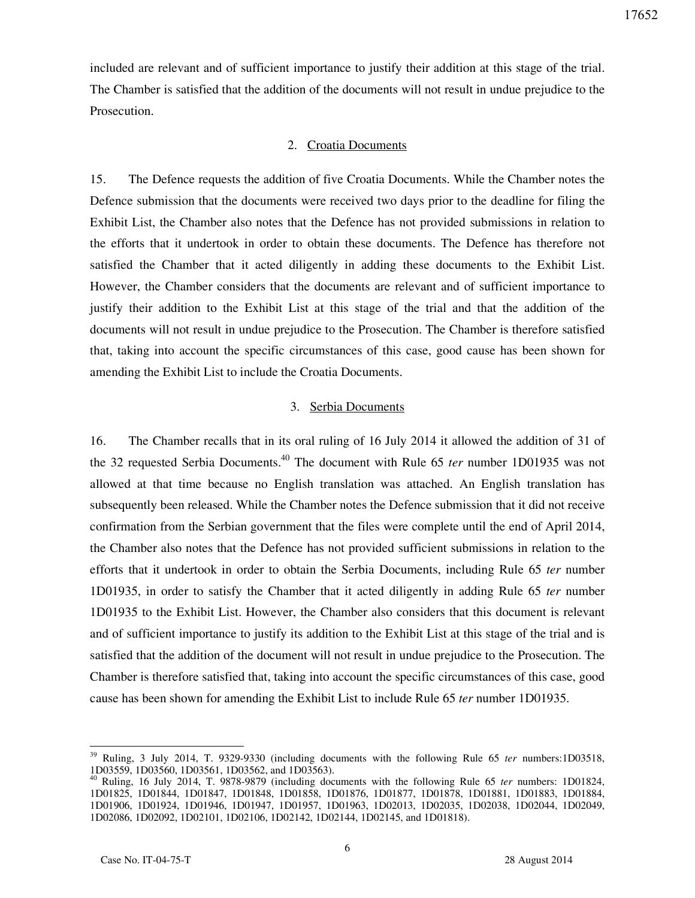included are relevant and of sufficient importance to justify their addition at this stage of the trial. The Chamber is satisfied that the addition of the documents will not result in undue prejudice to the Prosecution.

### 2. Croatia Documents

15. The Defence requests the addition of five Croatia Documents. While the Chamber notes the Defence submission that the documents were received two days prior to the deadline for filing the Exhibit List, the Chamber also notes that the Defence has not provided submissions in relation to the efforts that it undertook in order to obtain these documents. The Defence has therefore not satisfied the Chamber that it acted diligently in adding these documents to the Exhibit List. However, the Chamber considers that the documents are relevant and of sufficient importance to justify their addition to the Exhibit List at this stage of the trial and that the addition of the documents will not result in undue prejudice to the Prosecution. The Chamber is therefore satisfied that, taking into account the specific circumstances of this case, good cause has been shown for amending the Exhibit List to include the Croatia Documents.

### 3. Serbia Documents

16. The Chamber recalls that in its oral ruling of 16 July 2014 it allowed the addition of 31 of the 32 requested Serbia Documents.[40] The document with Rule 65 *ter* number 1D01935 was not allowed at that time because no English translation was attached. An English translation has subsequently been released. While the Chamber notes the Defence submission that it did not receive confirmation from the Serbian government that the files were complete until the end of April 2014, the Chamber also notes that the Defence has not provided sufficient submissions in relation to the efforts that it undertook in order to obtain the Serbia Documents, including Rule 65 *ter* number 1D01935, in order to satisfy the Chamber that it acted diligently in adding Rule 65 *ter* number 1D01935 to the Exhibit List. However, the Chamber also considers that this document is relevant and of sufficient importance to justify its addition to the Exhibit List at this stage of the trial and is satisfied that the addition of the document will not result in undue prejudice to the Prosecution. The Chamber is therefore satisfied that, taking into account the specific circumstances of this case, good cause has been shown for amending the Exhibit List to include Rule 65 *ter* number 1D01935.

---

[39] Ruling, 3 July 2014, T. 9329-9330 (including documents with the following Rule 65 *ter* numbers:1D03518, 1D03559, 1D03560, 1D03561, 1D03562, and 1D03563).

[40] Ruling, 16 July 2014, T. 9878-9879 (including documents with the following Rule 65 *ter* numbers: 1D01824, 1D01825, 1D01844, 1D01847, 1D01848, 1D01858, 1D01876, 1D01877, 1D01878, 1D01881, 1D01883, 1D01884, 1D01906, 1D01924, 1D01946, 1D01947, 1D01957, 1D01963, 1D02013, 1D02035, 1D02038, 1D02044, 1D02049, 1D02086, 1D02092, 1D02101, 1D02106, 1D02142, 1D02144, 1D02145, and 1D01818).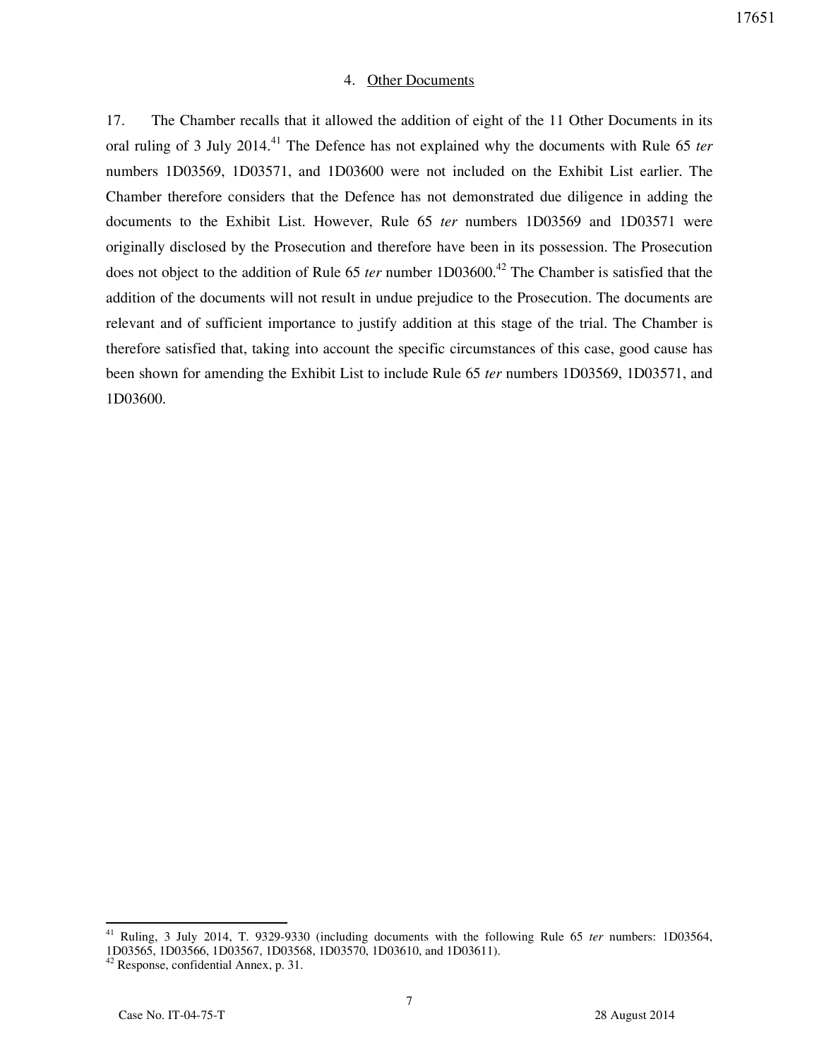### 4. Other Documents

17. The Chamber recalls that it allowed the addition of eight of the 11 Other Documents in its oral ruling of 3 July 2014.[41] The Defence has not explained why the documents with Rule 65 *ter* numbers 1D03569, 1D03571, and 1D03600 were not included on the Exhibit List earlier. The Chamber therefore considers that the Defence has not demonstrated due diligence in adding the documents to the Exhibit List. However, Rule 65 *ter* numbers 1D03569 and 1D03571 were originally disclosed by the Prosecution and therefore have been in its possession. The Prosecution does not object to the addition of Rule 65 *ter* number 1D03600.[42] The Chamber is satisfied that the addition of the documents will not result in undue prejudice to the Prosecution. The documents are relevant and of sufficient importance to justify addition at this stage of the trial. The Chamber is therefore satisfied that, taking into account the specific circumstances of this case, good cause has been shown for amending the Exhibit List to include Rule 65 *ter* numbers 1D03569, 1D03571, and 1D03600.

---

[41] Ruling, 3 July 2014, T. 9329-9330 (including documents with the following Rule 65 *ter* numbers: 1D03564, 1D03565, 1D03566, 1D03567, 1D03568, 1D03570, 1D03610, and 1D03611).

[42] Response, confidential Annex, p. 31.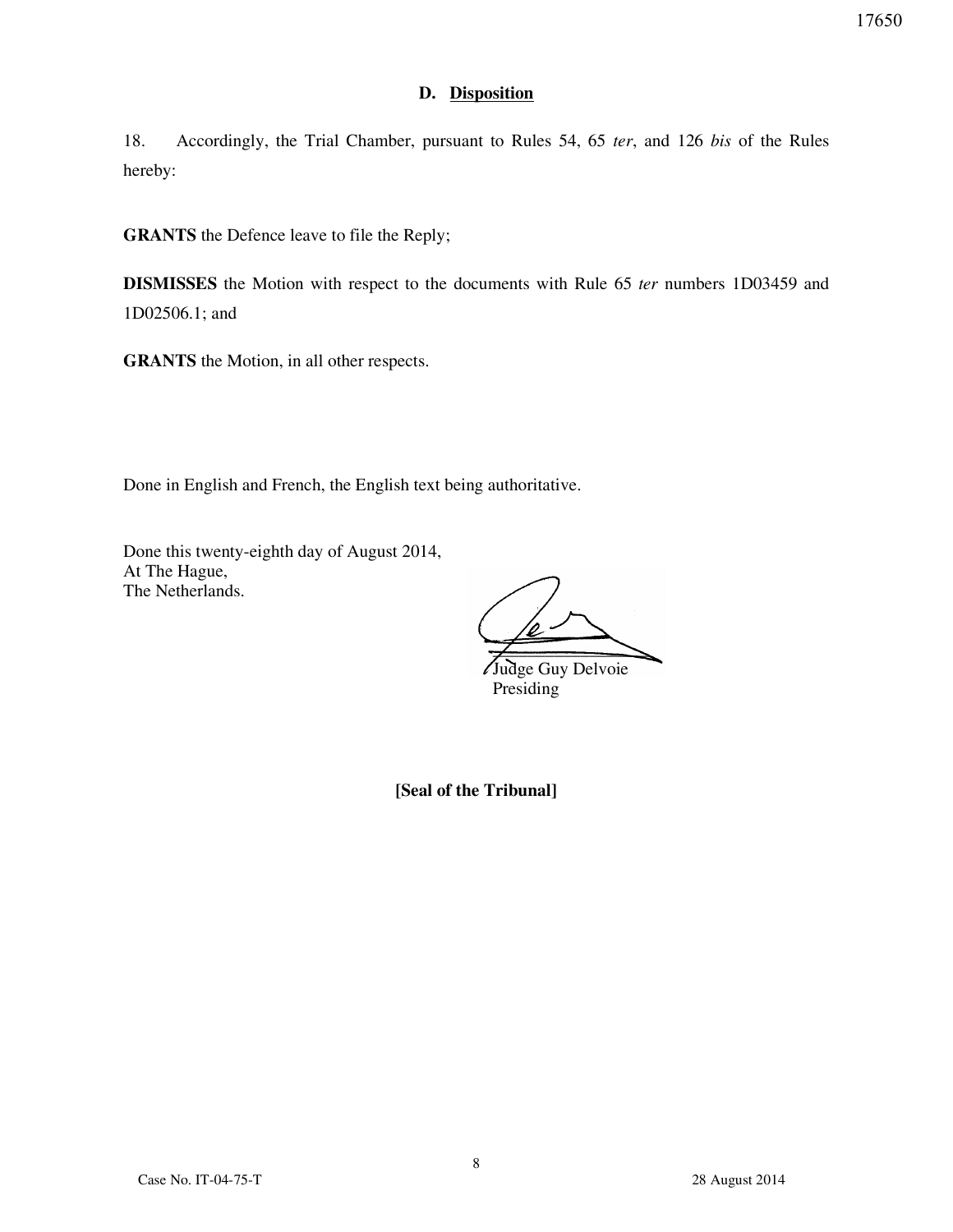### D. Disposition

18. Accordingly, the Trial Chamber, pursuant to Rules 54, 65 *ter*, and 126 *bis* of the Rules hereby:

**GRANTS** the Defence leave to file the Reply;

**DISMISSES** the Motion with respect to the documents with Rule 65 *ter* numbers 1D03459 and 1D02506.1; and

**GRANTS** the Motion, in all other respects.

Done in English and French, the English text being authoritative.

Done this twenty-eighth day of August 2014,
At The Hague,
The Netherlands.

Judge Guy Delvoie
Presiding

**[Seal of the Tribunal]**